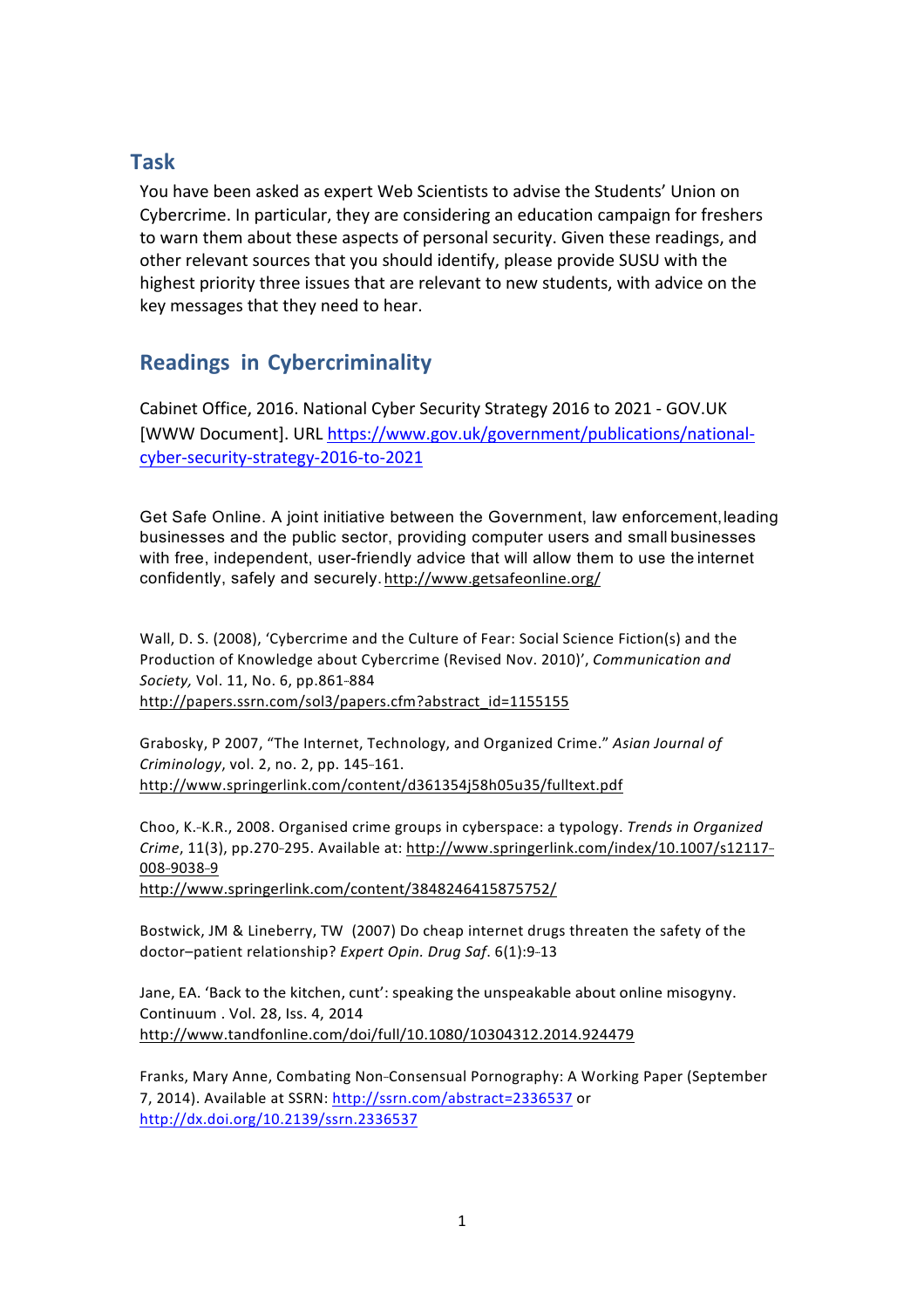## Task

You have been asked as expert Web Scientists to advise the Students' Union on Cybercrime. In particular, they are considering an education campaign for freshers to warn them about these aspects of personal security. Given these readings, and other relevant sources that you should identify, please provide SUSU with the highest priority three issues that are relevant to new students, with advice on the key messages that they need to hear.

## Readings in Cybercriminality

Cabinet Office, 2016. National Cyber Security Strategy 2016 to 2021 - GOV.UK [WWW Document]. URL https://www.gov.uk/government/publications/national-cyber-security-strategy-2016-to-2021

Get Safe Online. A joint initiative between the Government, law enforcement, leading businesses and the public sector, providing computer users and small businesses with free, independent, user-friendly advice that will allow them to use the internet confidently, safely and securely. http://www.getsafeonline.org/

Wall, D. S. (2008), 'Cybercrime and the Culture of Fear: Social Science Fiction(s) and the Production of Knowledge about Cybercrime (Revised Nov. 2010)', *Communication and Society,* Vol. 11, No. 6, pp.861-884
http://papers.ssrn.com/sol3/papers.cfm?abstract_id=1155155

Grabosky, P 2007, "The Internet, Technology, and Organized Crime." *Asian Journal of Criminology*, vol. 2, no. 2, pp. 145-161.
http://www.springerlink.com/content/d361354j58h05u35/fulltext.pdf

Choo, K.-K.R., 2008. Organised crime groups in cyberspace: a typology. *Trends in Organized Crime*, 11(3), pp.270-295. Available at: http://www.springerlink.com/index/10.1007/s12117-008-9038-9
http://www.springerlink.com/content/3848246415875752/

Bostwick, JM & Lineberry, TW (2007) Do cheap internet drugs threaten the safety of the doctor–patient relationship? *Expert Opin. Drug Saf*. 6(1):9-13

Jane, EA. 'Back to the kitchen, cunt': speaking the unspeakable about online misogyny. Continuum . Vol. 28, Iss. 4, 2014
http://www.tandfonline.com/doi/full/10.1080/10304312.2014.924479

Franks, Mary Anne, Combating Non-Consensual Pornography: A Working Paper (September 7, 2014). Available at SSRN: http://ssrn.com/abstract=2336537 or http://dx.doi.org/10.2139/ssrn.2336537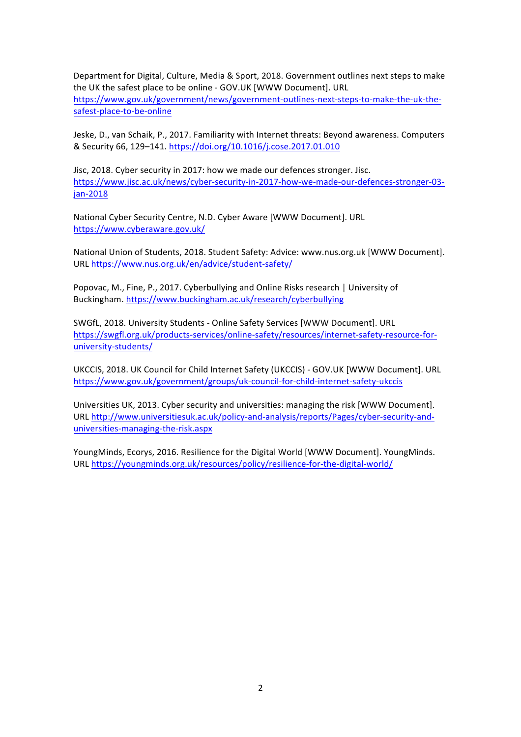Department for Digital, Culture, Media & Sport, 2018. Government outlines next steps to make the UK the safest place to be online - GOV.UK [WWW Document]. URL https://www.gov.uk/government/news/government-outlines-next-steps-to-make-the-uk-the-safest-place-to-be-online

Jeske, D., van Schaik, P., 2017. Familiarity with Internet threats: Beyond awareness. Computers & Security 66, 129–141. https://doi.org/10.1016/j.cose.2017.01.010

Jisc, 2018. Cyber security in 2017: how we made our defences stronger. Jisc. https://www.jisc.ac.uk/news/cyber-security-in-2017-how-we-made-our-defences-stronger-03-jan-2018

National Cyber Security Centre, N.D. Cyber Aware [WWW Document]. URL https://www.cyberaware.gov.uk/

National Union of Students, 2018. Student Safety: Advice: www.nus.org.uk [WWW Document]. URL https://www.nus.org.uk/en/advice/student-safety/

Popovac, M., Fine, P., 2017. Cyberbullying and Online Risks research | University of Buckingham. https://www.buckingham.ac.uk/research/cyberbullying

SWGfL, 2018. University Students - Online Safety Services [WWW Document]. URL https://swgfl.org.uk/products-services/online-safety/resources/internet-safety-resource-for-university-students/

UKCCIS, 2018. UK Council for Child Internet Safety (UKCCIS) - GOV.UK [WWW Document]. URL https://www.gov.uk/government/groups/uk-council-for-child-internet-safety-ukccis

Universities UK, 2013. Cyber security and universities: managing the risk [WWW Document]. URL http://www.universitiesuk.ac.uk/policy-and-analysis/reports/Pages/cyber-security-and-universities-managing-the-risk.aspx

YoungMinds, Ecorys, 2016. Resilience for the Digital World [WWW Document]. YoungMinds. URL https://youngminds.org.uk/resources/policy/resilience-for-the-digital-world/